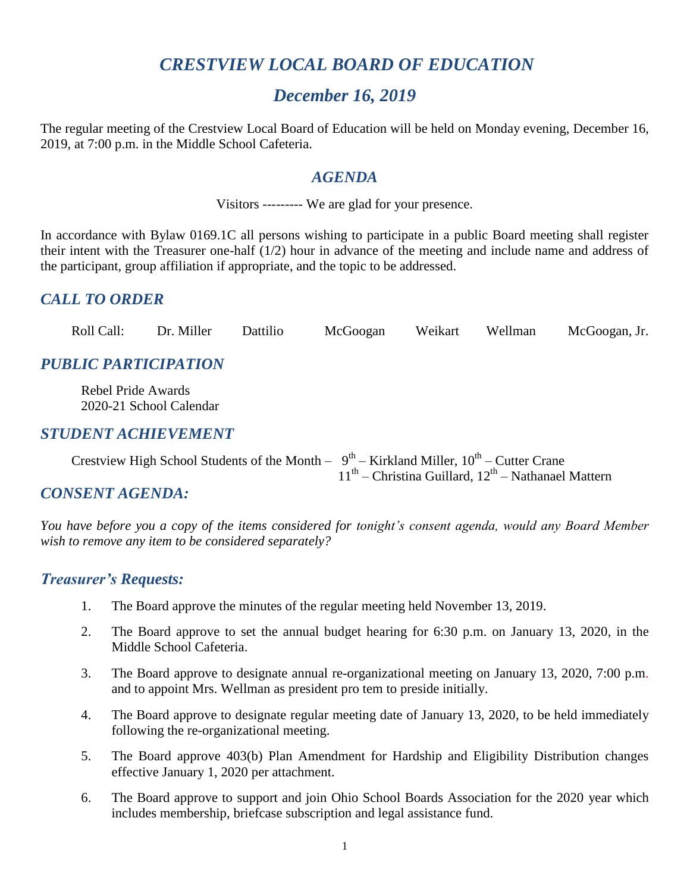# *CRESTVIEW LOCAL BOARD OF EDUCATION*

## *December 16, 2019*

The regular meeting of the Crestview Local Board of Education will be held on Monday evening, December 16, 2019, at 7:00 p.m. in the Middle School Cafeteria.

## *AGENDA*

Visitors --------- We are glad for your presence.

In accordance with Bylaw 0169.1C all persons wishing to participate in a public Board meeting shall register their intent with the Treasurer one-half (1/2) hour in advance of the meeting and include name and address of the participant, group affiliation if appropriate, and the topic to be addressed.

## *CALL TO ORDER*

Roll Call: Dr. Miller Dattilio McGoogan Weikart Wellman McGoogan, Jr.

## *PUBLIC PARTICIPATION*

Rebel Pride Awards
2020-21 School Calendar

## *STUDENT ACHIEVEMENT*

Crestview High School Students of the Month – 9th – Kirkland Miller, 10th – Cutter Crane
11th – Christina Guillard, 12th – Nathanael Mattern

## *CONSENT AGENDA:*

*You have before you a copy of the items considered for tonight's consent agenda, would any Board Member wish to remove any item to be considered separately?*

### *Treasurer's Requests:*

1. The Board approve the minutes of the regular meeting held November 13, 2019.
2. The Board approve to set the annual budget hearing for 6:30 p.m. on January 13, 2020, in the Middle School Cafeteria.
3. The Board approve to designate annual re-organizational meeting on January 13, 2020, 7:00 p.m. and to appoint Mrs. Wellman as president pro tem to preside initially.
4. The Board approve to designate regular meeting date of January 13, 2020, to be held immediately following the re-organizational meeting.
5. The Board approve 403(b) Plan Amendment for Hardship and Eligibility Distribution changes effective January 1, 2020 per attachment.
6. The Board approve to support and join Ohio School Boards Association for the 2020 year which includes membership, briefcase subscription and legal assistance fund.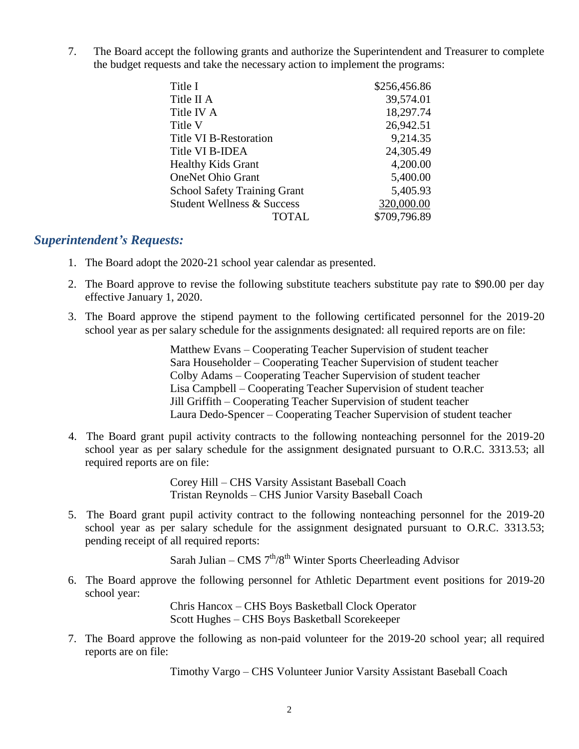7. The Board accept the following grants and authorize the Superintendent and Treasurer to complete the budget requests and take the necessary action to implement the programs:

| | |
|---|---:|
| Title I | $256,456.86 |
| Title II A | 39,574.01 |
| Title IV A | 18,297.74 |
| Title V | 26,942.51 |
| Title VI B-Restoration | 9,214.35 |
| Title VI B-IDEA | 24,305.49 |
| Healthy Kids Grant | 4,200.00 |
| OneNet Ohio Grant | 5,400.00 |
| School Safety Training Grant | 5,405.93 |
| Student Wellness & Success | 320,000.00 |
| TOTAL | $709,796.89 |

## *Superintendent's Requests:*

1. The Board adopt the 2020-21 school year calendar as presented.

2. The Board approve to revise the following substitute teachers substitute pay rate to $90.00 per day effective January 1, 2020.

3. The Board approve the stipend payment to the following certificated personnel for the 2019-20 school year as per salary schedule for the assignments designated: all required reports are on file:

   Matthew Evans – Cooperating Teacher Supervision of student teacher
   Sara Householder – Cooperating Teacher Supervision of student teacher
   Colby Adams – Cooperating Teacher Supervision of student teacher
   Lisa Campbell – Cooperating Teacher Supervision of student teacher
   Jill Griffith – Cooperating Teacher Supervision of student teacher
   Laura Dedo-Spencer – Cooperating Teacher Supervision of student teacher

4. The Board grant pupil activity contracts to the following nonteaching personnel for the 2019-20 school year as per salary schedule for the assignment designated pursuant to O.R.C. 3313.53; all required reports are on file:

   Corey Hill – CHS Varsity Assistant Baseball Coach
   Tristan Reynolds – CHS Junior Varsity Baseball Coach

5. The Board grant pupil activity contract to the following nonteaching personnel for the 2019-20 school year as per salary schedule for the assignment designated pursuant to O.R.C. 3313.53; pending receipt of all required reports:

   Sarah Julian – CMS 7th/8th Winter Sports Cheerleading Advisor

6. The Board approve the following personnel for Athletic Department event positions for 2019-20 school year:

   Chris Hancox – CHS Boys Basketball Clock Operator
   Scott Hughes – CHS Boys Basketball Scorekeeper

7. The Board approve the following as non-paid volunteer for the 2019-20 school year; all required reports are on file:

   Timothy Vargo – CHS Volunteer Junior Varsity Assistant Baseball Coach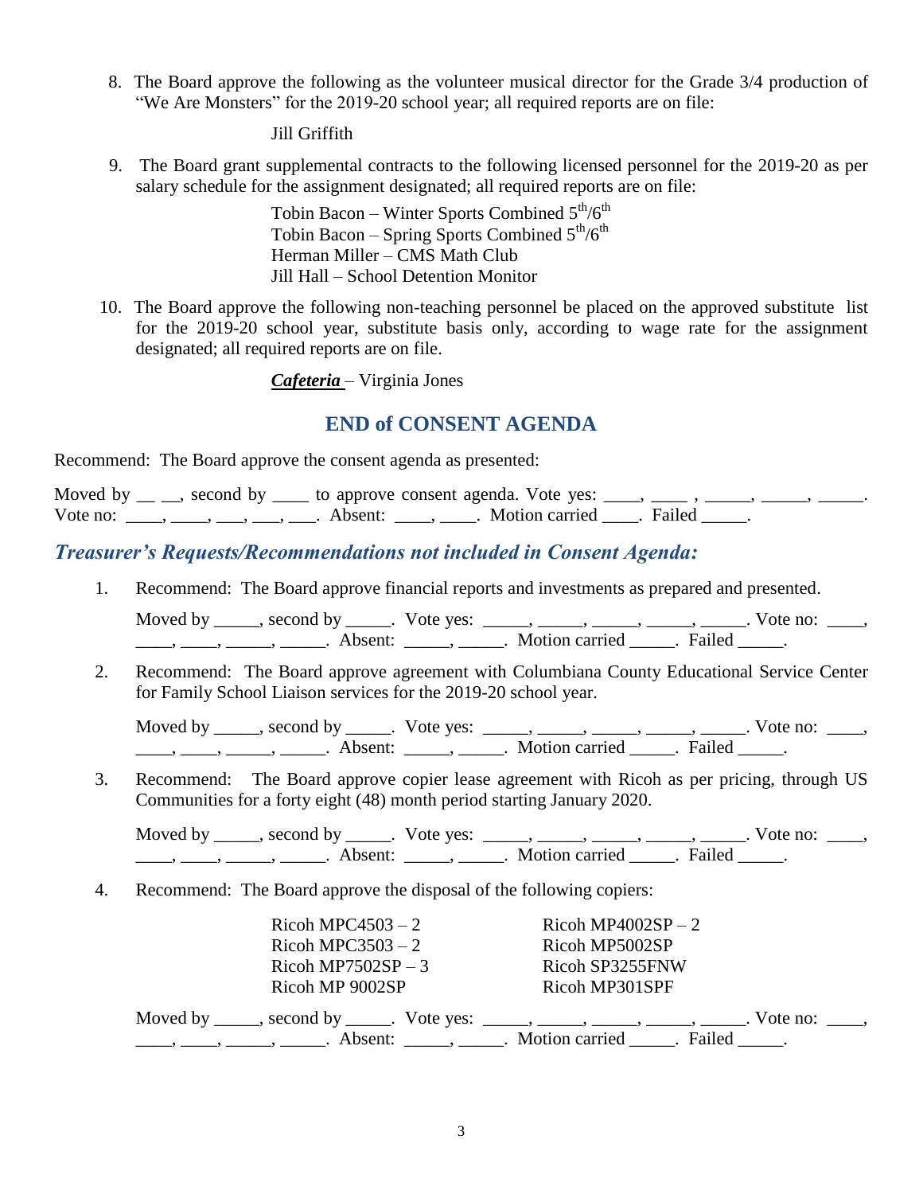8. The Board approve the following as the volunteer musical director for the Grade 3/4 production of "We Are Monsters" for the 2019-20 school year; all required reports are on file:

   Jill Griffith

9. The Board grant supplemental contracts to the following licensed personnel for the 2019-20 as per salary schedule for the assignment designated; all required reports are on file:

   Tobin Bacon – Winter Sports Combined 5th/6th
   Tobin Bacon – Spring Sports Combined 5th/6th
   Herman Miller – CMS Math Club
   Jill Hall – School Detention Monitor

10. The Board approve the following non-teaching personnel be placed on the approved substitute list for the 2019-20 school year, substitute basis only, according to wage rate for the assignment designated; all required reports are on file.

    ***Cafeteria*** – Virginia Jones

## END of CONSENT AGENDA

Recommend: The Board approve the consent agenda as presented:

Moved by __ __, second by ____ to approve consent agenda. Vote yes: ____, ____ , _____, _____, _____. Vote no: ____, ____, ___, ___, ___. Absent: ____, ____. Motion carried ____. Failed _____.

### *Treasurer's Requests/Recommendations not included in Consent Agenda:*

1. Recommend: The Board approve financial reports and investments as prepared and presented.

   Moved by _____, second by _____. Vote yes: _____, _____, _____, _____, _____. Vote no: ____, ____, ____, _____, _____. Absent: _____, _____. Motion carried _____. Failed _____.

2. Recommend: The Board approve agreement with Columbiana County Educational Service Center for Family School Liaison services for the 2019-20 school year.

   Moved by _____, second by _____. Vote yes: _____, _____, _____, _____, _____. Vote no: ____, ____, ____, _____, _____. Absent: _____, _____. Motion carried _____. Failed _____.

3. Recommend: The Board approve copier lease agreement with Ricoh as per pricing, through US Communities for a forty eight (48) month period starting January 2020.

   Moved by _____, second by _____. Vote yes: _____, _____, _____, _____, _____. Vote no: ____, ____, ____, _____, _____. Absent: _____, _____. Motion carried _____. Failed _____.

4. Recommend: The Board approve the disposal of the following copiers:

   Ricoh MPC4503 – 2
   Ricoh MPC3503 – 2
   Ricoh MP7502SP – 3
   Ricoh MP 9002SP
   Ricoh MP4002SP – 2
   Ricoh MP5002SP
   Ricoh SP3255FNW
   Ricoh MP301SPF

   Moved by _____, second by _____. Vote yes: _____, _____, _____, _____, _____. Vote no: ____, ____, ____, _____, _____. Absent: _____, _____. Motion carried _____. Failed _____.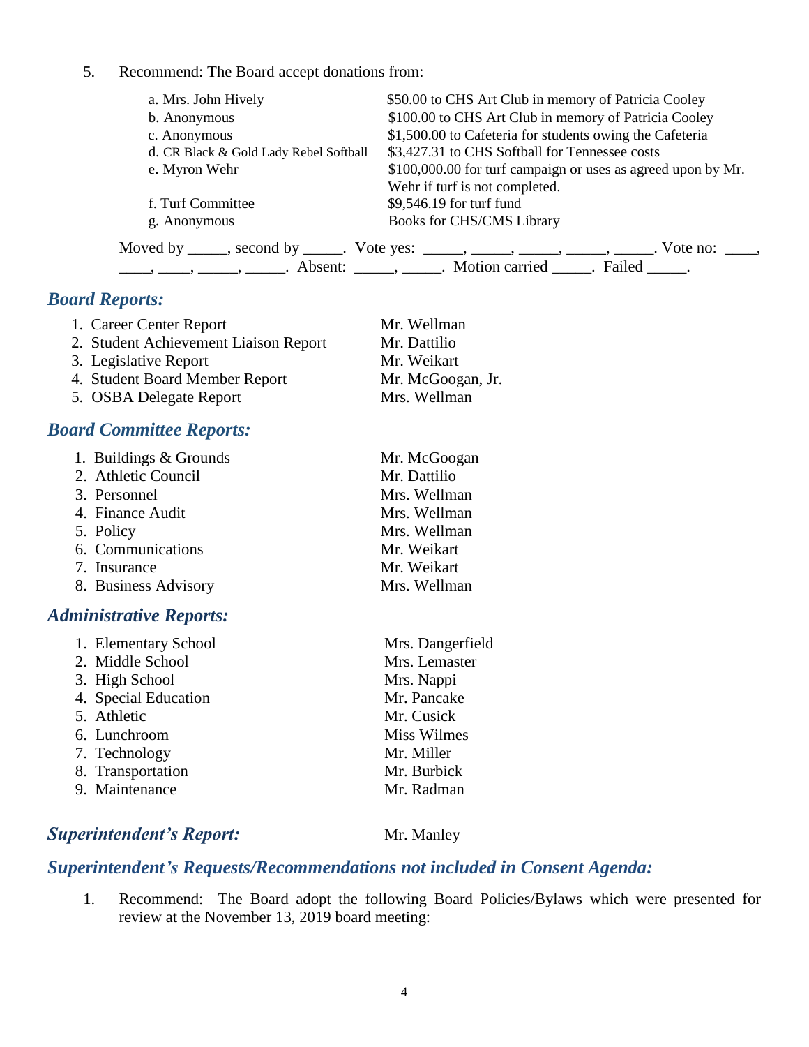5. Recommend: The Board accept donations from:

| | |
|---|---|
| a. Mrs. John Hively | $50.00 to CHS Art Club in memory of Patricia Cooley |
| b. Anonymous | $100.00 to CHS Art Club in memory of Patricia Cooley |
| c. Anonymous | $1,500.00 to Cafeteria for students owing the Cafeteria |
| d. CR Black & Gold Lady Rebel Softball | $3,427.31 to CHS Softball for Tennessee costs |
| e. Myron Wehr | $100,000.00 for turf campaign or uses as agreed upon by Mr. Wehr if turf is not completed. |
| f. Turf Committee | $9,546.19 for turf fund |
| g. Anonymous | Books for CHS/CMS Library |

Moved by _____, second by _____. Vote yes: _____, _____, _____, _____, _____. Vote no: ____, ____, ____, _____, _____. Absent: _____, _____. Motion carried _____. Failed _____.

## *Board Reports:*

| | |
|---|---|
| 1. Career Center Report | Mr. Wellman |
| 2. Student Achievement Liaison Report | Mr. Dattilio |
| 3. Legislative Report | Mr. Weikart |
| 4. Student Board Member Report | Mr. McGoogan, Jr. |
| 5. OSBA Delegate Report | Mrs. Wellman |

## *Board Committee Reports:*

| | |
|---|---|
| 1. Buildings & Grounds | Mr. McGoogan |
| 2. Athletic Council | Mr. Dattilio |
| 3. Personnel | Mrs. Wellman |
| 4. Finance Audit | Mrs. Wellman |
| 5. Policy | Mrs. Wellman |
| 6. Communications | Mr. Weikart |
| 7. Insurance | Mr. Weikart |
| 8. Business Advisory | Mrs. Wellman |

## *Administrative Reports:*

| | |
|---|---|
| 1. Elementary School | Mrs. Dangerfield |
| 2. Middle School | Mrs. Lemaster |
| 3. High School | Mrs. Nappi |
| 4. Special Education | Mr. Pancake |
| 5. Athletic | Mr. Cusick |
| 6. Lunchroom | Miss Wilmes |
| 7. Technology | Mr. Miller |
| 8. Transportation | Mr. Burbick |
| 9. Maintenance | Mr. Radman |

## *Superintendent's Report:* Mr. Manley

## *Superintendent's Requests/Recommendations not included in Consent Agenda:*

1. Recommend: The Board adopt the following Board Policies/Bylaws which were presented for review at the November 13, 2019 board meeting: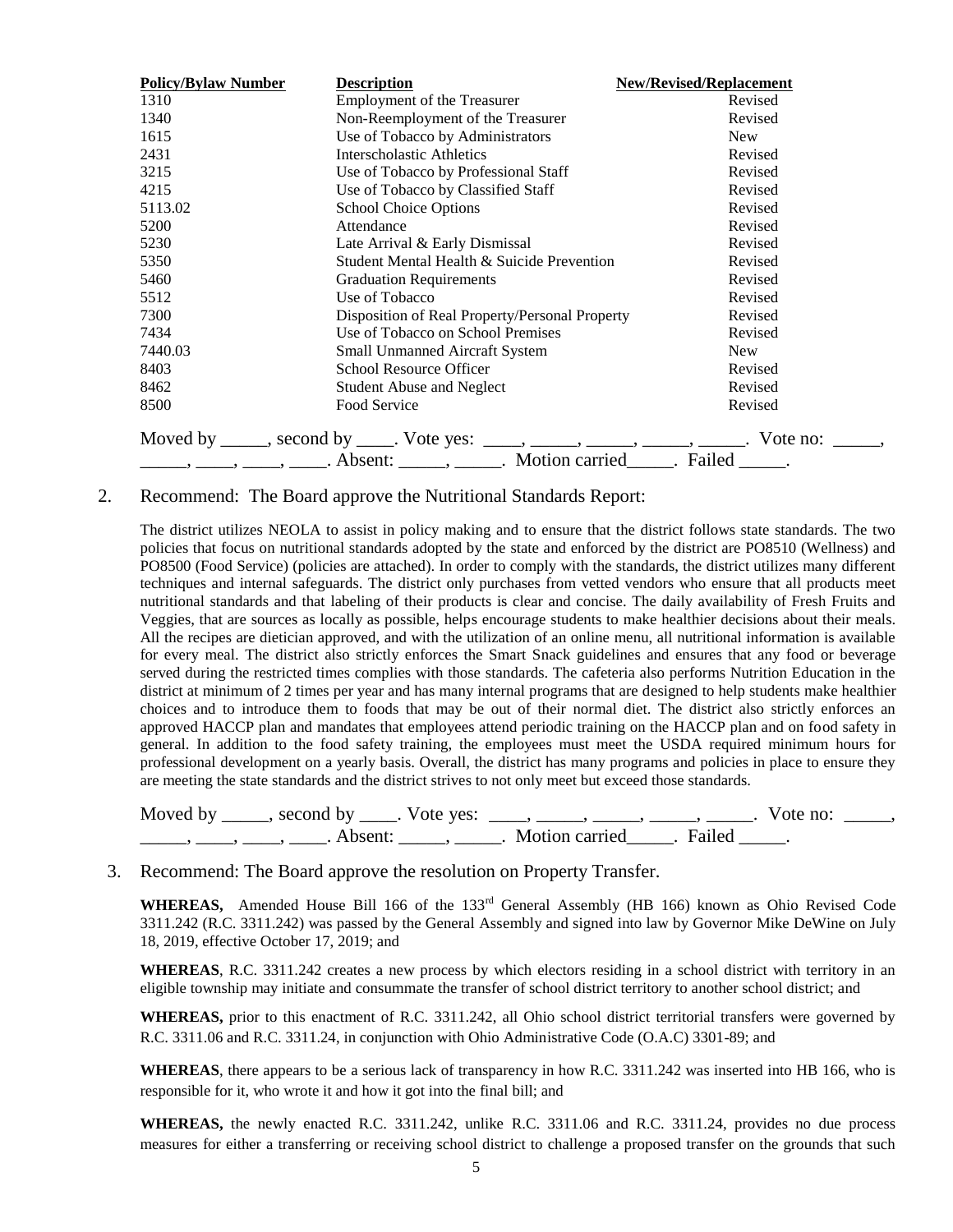| Policy/Bylaw Number | Description | New/Revised/Replacement |
|---|---|---|
| 1310 | Employment of the Treasurer | Revised |
| 1340 | Non-Reemployment of the Treasurer | Revised |
| 1615 | Use of Tobacco by Administrators | New |
| 2431 | Interscholastic Athletics | Revised |
| 3215 | Use of Tobacco by Professional Staff | Revised |
| 4215 | Use of Tobacco by Classified Staff | Revised |
| 5113.02 | School Choice Options | Revised |
| 5200 | Attendance | Revised |
| 5230 | Late Arrival & Early Dismissal | Revised |
| 5350 | Student Mental Health & Suicide Prevention | Revised |
| 5460 | Graduation Requirements | Revised |
| 5512 | Use of Tobacco | Revised |
| 7300 | Disposition of Real Property/Personal Property | Revised |
| 7434 | Use of Tobacco on School Premises | Revised |
| 7440.03 | Small Unmanned Aircraft System | New |
| 8403 | School Resource Officer | Revised |
| 8462 | Student Abuse and Neglect | Revised |
| 8500 | Food Service | Revised |

Moved by _____, second by ____. Vote yes: ____, _____, _____, _____, _____. Vote no: _____, _____, ____, ____, ____. Absent: _____, _____. Motion carried_____. Failed _____.

2. Recommend: The Board approve the Nutritional Standards Report:

The district utilizes NEOLA to assist in policy making and to ensure that the district follows state standards. The two policies that focus on nutritional standards adopted by the state and enforced by the district are PO8510 (Wellness) and PO8500 (Food Service) (policies are attached). In order to comply with the standards, the district utilizes many different techniques and internal safeguards. The district only purchases from vetted vendors who ensure that all products meet nutritional standards and that labeling of their products is clear and concise. The daily availability of Fresh Fruits and Veggies, that are sources as locally as possible, helps encourage students to make healthier decisions about their meals. All the recipes are dietician approved, and with the utilization of an online menu, all nutritional information is available for every meal. The district also strictly enforces the Smart Snack guidelines and ensures that any food or beverage served during the restricted times complies with those standards. The cafeteria also performs Nutrition Education in the district at minimum of 2 times per year and has many internal programs that are designed to help students make healthier choices and to introduce them to foods that may be out of their normal diet. The district also strictly enforces an approved HACCP plan and mandates that employees attend periodic training on the HACCP plan and on food safety in general. In addition to the food safety training, the employees must meet the USDA required minimum hours for professional development on a yearly basis. Overall, the district has many programs and policies in place to ensure they are meeting the state standards and the district strives to not only meet but exceed those standards.

Moved by _____, second by ____. Vote yes: ____, _____, _____, _____, _____. Vote no: _____, _____, ____, ____, ____. Absent: _____, _____. Motion carried_____. Failed _____.

3. Recommend: The Board approve the resolution on Property Transfer.

**WHEREAS,** Amended House Bill 166 of the 133rd General Assembly (HB 166) known as Ohio Revised Code 3311.242 (R.C. 3311.242) was passed by the General Assembly and signed into law by Governor Mike DeWine on July 18, 2019, effective October 17, 2019; and

**WHEREAS**, R.C. 3311.242 creates a new process by which electors residing in a school district with territory in an eligible township may initiate and consummate the transfer of school district territory to another school district; and

**WHEREAS,** prior to this enactment of R.C. 3311.242, all Ohio school district territorial transfers were governed by R.C. 3311.06 and R.C. 3311.24, in conjunction with Ohio Administrative Code (O.A.C) 3301-89; and

**WHEREAS**, there appears to be a serious lack of transparency in how R.C. 3311.242 was inserted into HB 166, who is responsible for it, who wrote it and how it got into the final bill; and

**WHEREAS,** the newly enacted R.C. 3311.242, unlike R.C. 3311.06 and R.C. 3311.24, provides no due process measures for either a transferring or receiving school district to challenge a proposed transfer on the grounds that such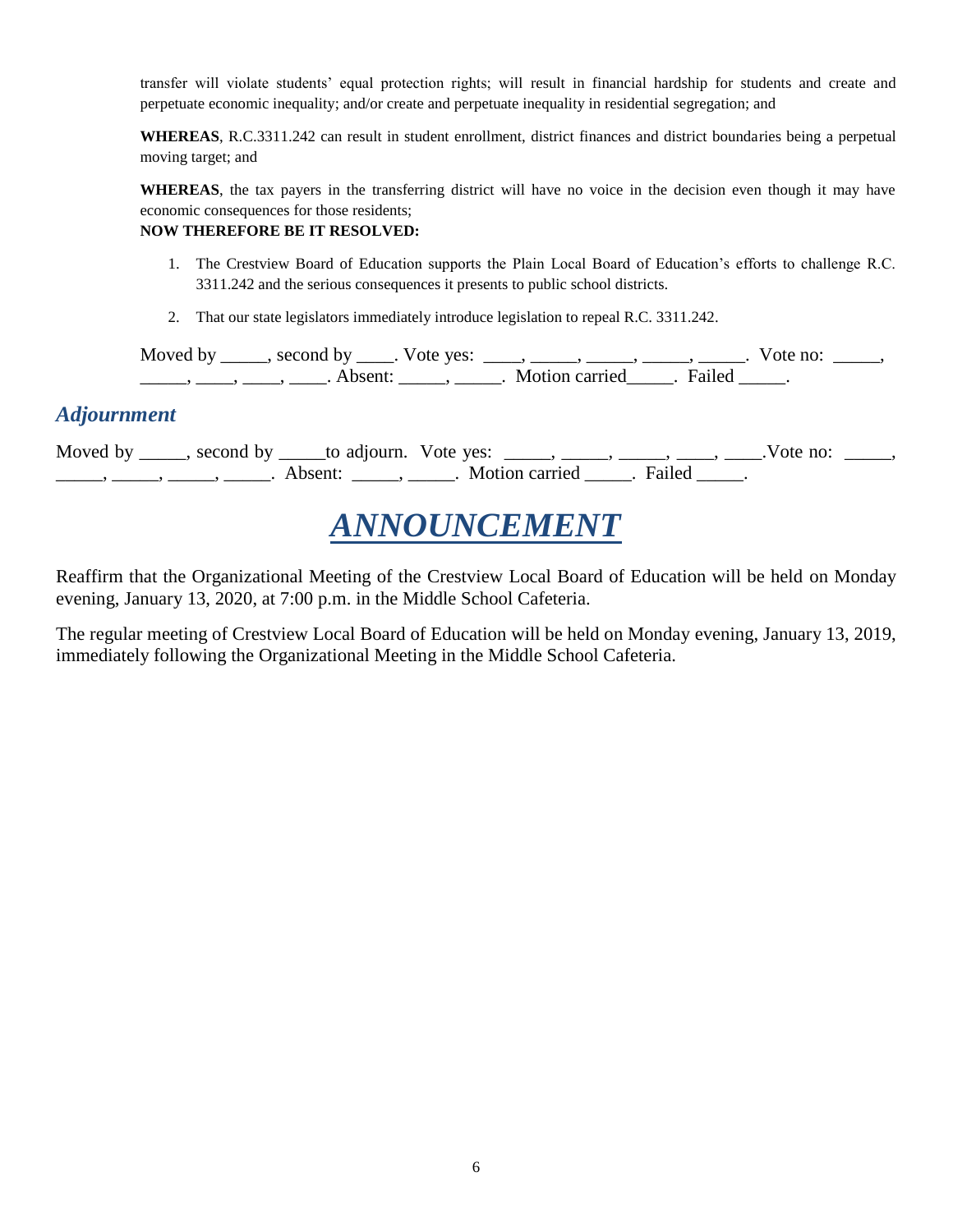transfer will violate students' equal protection rights; will result in financial hardship for students and create and perpetuate economic inequality; and/or create and perpetuate inequality in residential segregation; and

**WHEREAS**, R.C.3311.242 can result in student enrollment, district finances and district boundaries being a perpetual moving target; and

**WHEREAS**, the tax payers in the transferring district will have no voice in the decision even though it may have economic consequences for those residents;

**NOW THEREFORE BE IT RESOLVED:**

1. The Crestview Board of Education supports the Plain Local Board of Education's efforts to challenge R.C. 3311.242 and the serious consequences it presents to public school districts.
2. That our state legislators immediately introduce legislation to repeal R.C. 3311.242.

Moved by _____, second by ____. Vote yes: ____, _____, _____, _____, _____. Vote no: _____, _____, ____, ____, ____. Absent: _____, _____. Motion carried_____. Failed _____.

## *Adjournment*

Moved by _____, second by _____to adjourn. Vote yes: _____, _____, _____, ____, ____.Vote no: _____, _____, _____, _____, _____. Absent: _____, _____. Motion carried _____. Failed _____.

# *ANNOUNCEMENT*

Reaffirm that the Organizational Meeting of the Crestview Local Board of Education will be held on Monday evening, January 13, 2020, at 7:00 p.m. in the Middle School Cafeteria.

The regular meeting of Crestview Local Board of Education will be held on Monday evening, January 13, 2019, immediately following the Organizational Meeting in the Middle School Cafeteria.